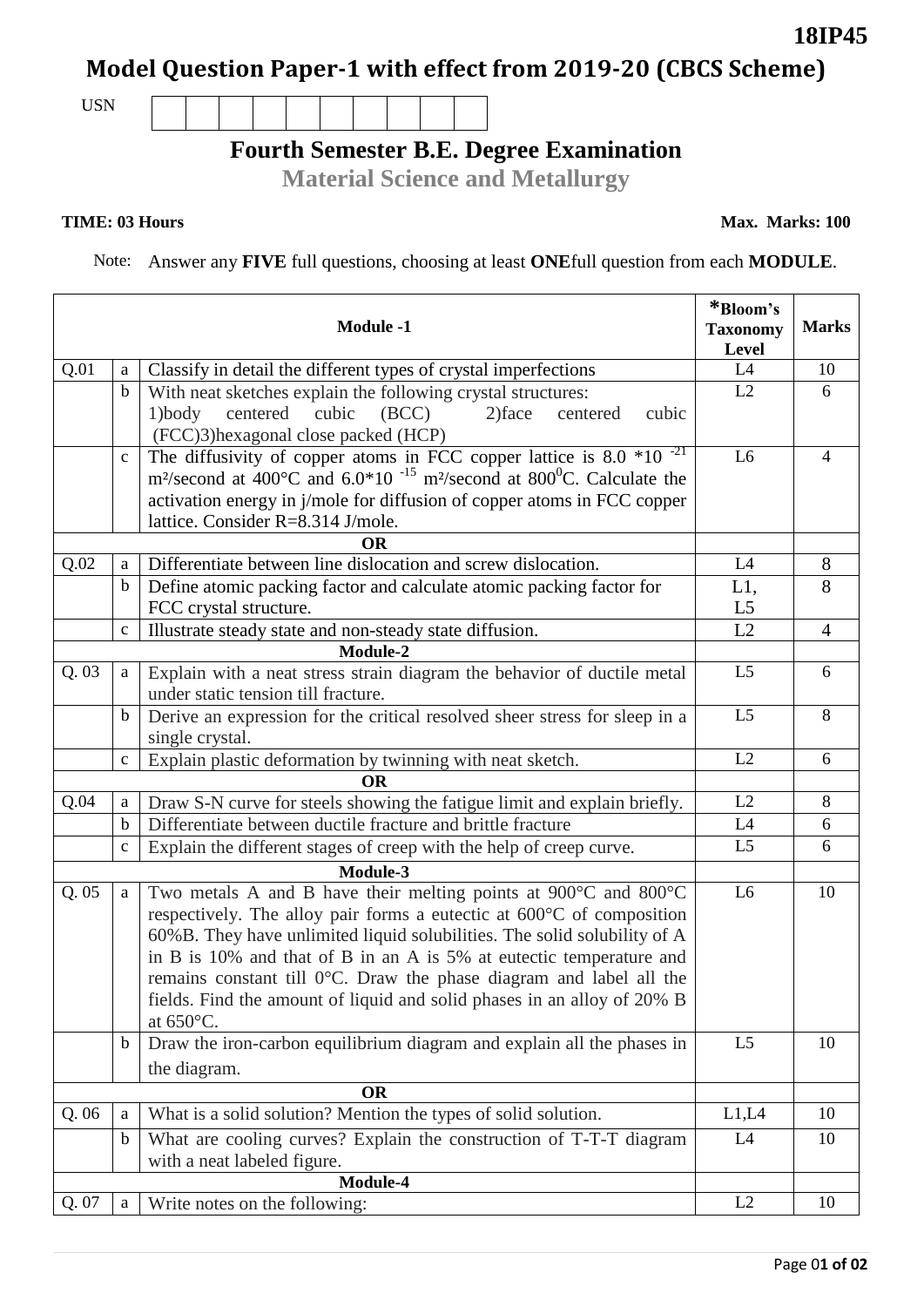**18IP45**

# Model Question Paper-1 with effect from 2019-20 (CBCS Scheme)

USN | | | | | | | | | | |

## Fourth Semester B.E. Degree Examination

### Material Science and Metallurgy

**TIME: 03 Hours** **Max. Marks: 100**

Note: Answer any **FIVE** full questions, choosing at least **ONE**full question from each **MODULE**.

| | | **Module -1** | ***Bloom's Taxonomy Level** | **Marks** |
|---|---|---|---|---|
| Q.01 | a | Classify in detail the different types of crystal imperfections | L4 | 10 |
| | b | With neat sketches explain the following crystal structures: 1)body centered cubic (BCC) 2)face centered cubic (FCC)3)hexagonal close packed (HCP) | L2 | 6 |
| | c | The diffusivity of copper atoms in FCC copper lattice is $8.0 * 10^{-21}$ m²/second at 400°C and $6.0*10^{-15}$ m²/second at $800^0$C. Calculate the activation energy in j/mole for diffusion of copper atoms in FCC copper lattice. Consider R=8.314 J/mole. | L6 | 4 |
| | | **OR** | | |
| Q.02 | a | Differentiate between line dislocation and screw dislocation. | L4 | 8 |
| | b | Define atomic packing factor and calculate atomic packing factor for FCC crystal structure. | L1, L5 | 8 |
| | c | Illustrate steady state and non-steady state diffusion. | L2 | 4 |
| | | **Module-2** | | |
| Q. 03 | a | Explain with a neat stress strain diagram the behavior of ductile metal under static tension till fracture. | L5 | 6 |
| | b | Derive an expression for the critical resolved sheer stress for sleep in a single crystal. | L5 | 8 |
| | c | Explain plastic deformation by twinning with neat sketch. | L2 | 6 |
| | | **OR** | | |
| Q.04 | a | Draw S-N curve for steels showing the fatigue limit and explain briefly. | L2 | 8 |
| | b | Differentiate between ductile fracture and brittle fracture | L4 | 6 |
| | c | Explain the different stages of creep with the help of creep curve. | L5 | 6 |
| | | **Module-3** | | |
| Q. 05 | a | Two metals A and B have their melting points at 900°C and 800°C respectively. The alloy pair forms a eutectic at 600°C of composition 60%B. They have unlimited liquid solubilities. The solid solubility of A in B is 10% and that of B in an A is 5% at eutectic temperature and remains constant till 0°C. Draw the phase diagram and label all the fields. Find the amount of liquid and solid phases in an alloy of 20% B at 650°C. | L6 | 10 |
| | b | Draw the iron-carbon equilibrium diagram and explain all the phases in the diagram. | L5 | 10 |
| | | **OR** | | |
| Q. 06 | a | What is a solid solution? Mention the types of solid solution. | L1,L4 | 10 |
| | b | What are cooling curves? Explain the construction of T-T-T diagram with a neat labeled figure. | L4 | 10 |
| | | **Module-4** | | |
| Q. 07 | a | Write notes on the following: | L2 | 10 |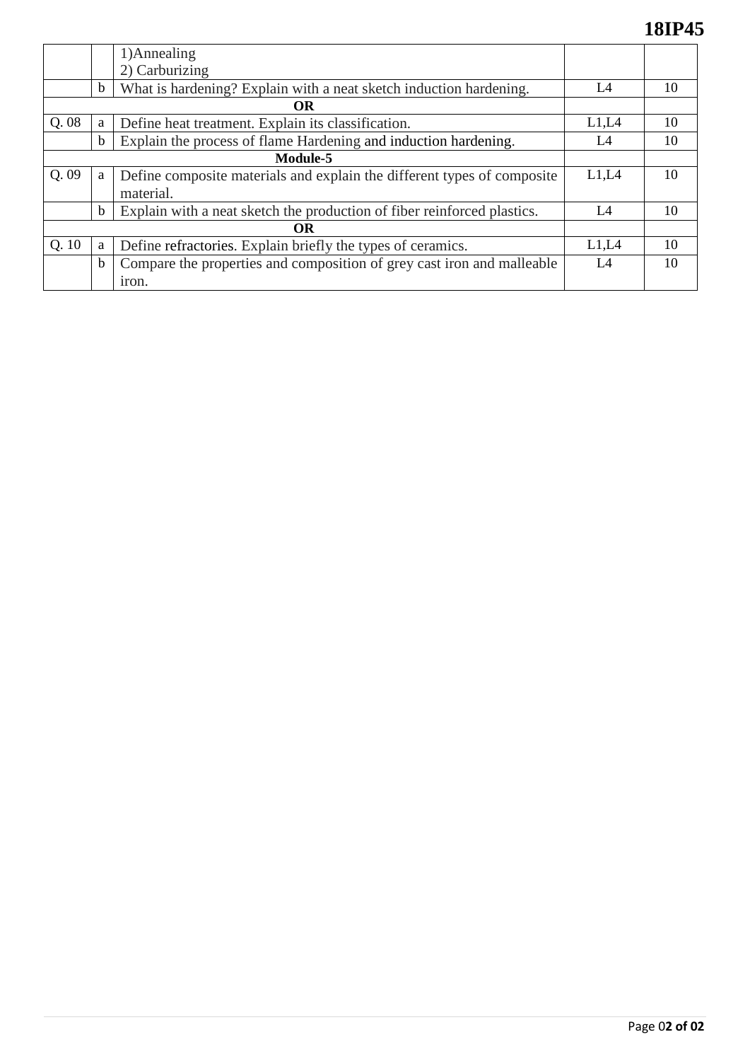| | | | | |
|---|---|---|---|---|
| | | 1)Annealing<br>2) Carburizing | | |
| | b | What is hardening? Explain with a neat sketch induction hardening. | L4 | 10 |
| **OR** | | | | |
| Q. 08 | a | Define heat treatment. Explain its classification. | L1,L4 | 10 |
| | b | Explain the process of flame Hardening and induction hardening. | L4 | 10 |
| **Module-5** | | | | |
| Q. 09 | a | Define composite materials and explain the different types of composite material. | L1,L4 | 10 |
| | b | Explain with a neat sketch the production of fiber reinforced plastics. | L4 | 10 |
| **OR** | | | | |
| Q. 10 | a | Define refractories. Explain briefly the types of ceramics. | L1,L4 | 10 |
| | b | Compare the properties and composition of grey cast iron and malleable iron. | L4 | 10 |